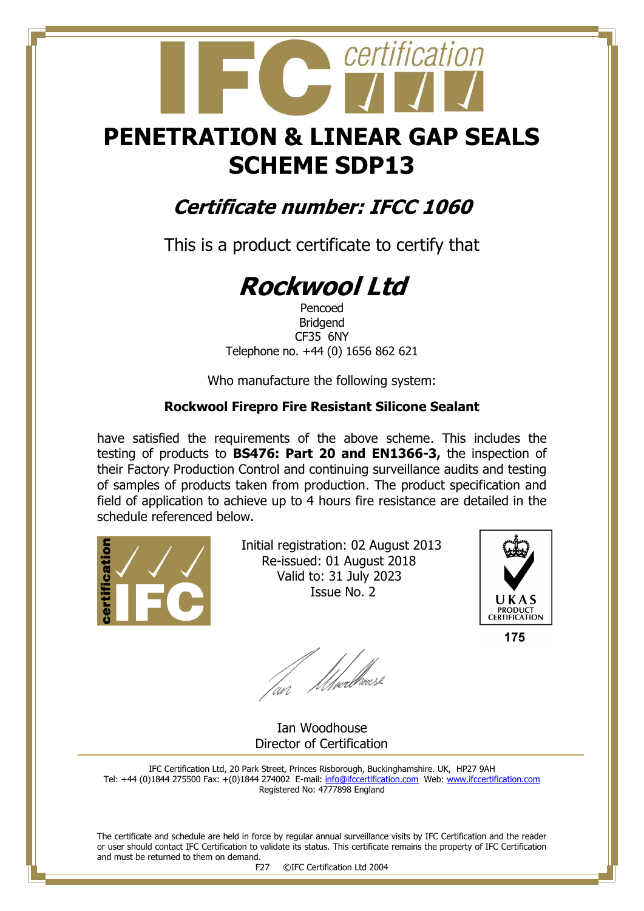IFC certification

# PENETRATION & LINEAR GAP SEALS SCHEME SDP13

## *Certificate number: IFCC 1060*

This is a product certificate to certify that

# *Rockwool Ltd*

Pencoed
Bridgend
CF35 6NY
Telephone no. +44 (0) 1656 862 621

Who manufacture the following system:

**Rockwool Firepro Fire Resistant Silicone Sealant**

have satisfied the requirements of the above scheme. This includes the testing of products to **BS476: Part 20 and EN1366-3,** the inspection of their Factory Production Control and continuing surveillance audits and testing of samples of products taken from production. The product specification and field of application to achieve up to 4 hours fire resistance are detailed in the schedule referenced below.

Initial registration: 02 August 2013
Re-issued: 01 August 2018
Valid to: 31 July 2023
Issue No. 2

UKAS PRODUCT CERTIFICATION 175

Ian Woodhouse
Director of Certification

IFC Certification Ltd, 20 Park Street, Princes Risborough, Buckinghamshire. UK, HP27 9AH
Tel: +44 (0)1844 275500 Fax: +(0)1844 274002 E-mail: info@ifccertification.com Web: www.ifccertification.com
Registered No: 4777898 England

The certificate and schedule are held in force by regular annual surveillance visits by IFC Certification and the reader or user should contact IFC Certification to validate its status. This certificate remains the property of IFC Certification and must be returned to them on demand.

F27 ©IFC Certification Ltd 2004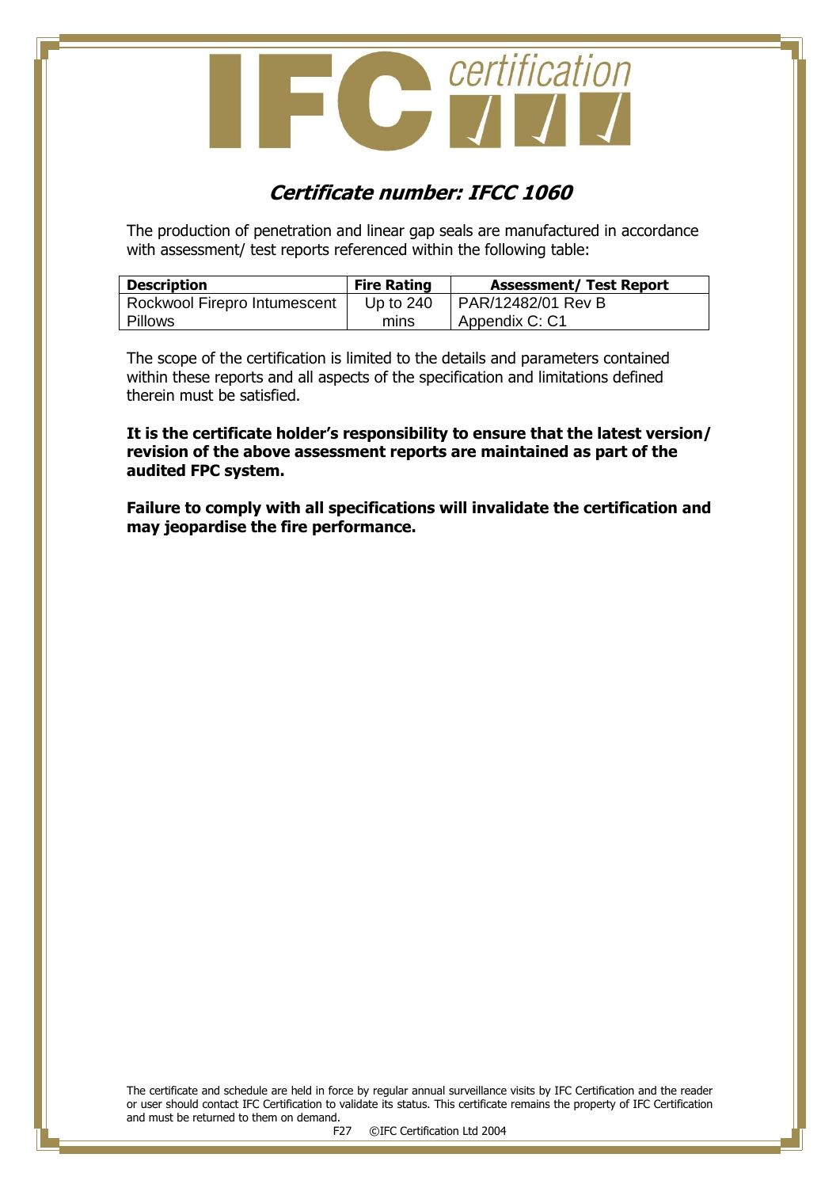## *Certificate number: IFCC 1060*

The production of penetration and linear gap seals are manufactured in accordance with assessment/ test reports referenced within the following table:

| Description | Fire Rating | Assessment/ Test Report |
|---|---|---|
| Rockwool Firepro Intumescent Pillows | Up to 240 mins | PAR/12482/01 Rev B Appendix C: C1 |

The scope of the certification is limited to the details and parameters contained within these reports and all aspects of the specification and limitations defined therein must be satisfied.

**It is the certificate holder's responsibility to ensure that the latest version/ revision of the above assessment reports are maintained as part of the audited FPC system.**

**Failure to comply with all specifications will invalidate the certification and may jeopardise the fire performance.**

The certificate and schedule are held in force by regular annual surveillance visits by IFC Certification and the reader or user should contact IFC Certification to validate its status. This certificate remains the property of IFC Certification and must be returned to them on demand.

F27 ©IFC Certification Ltd 2004